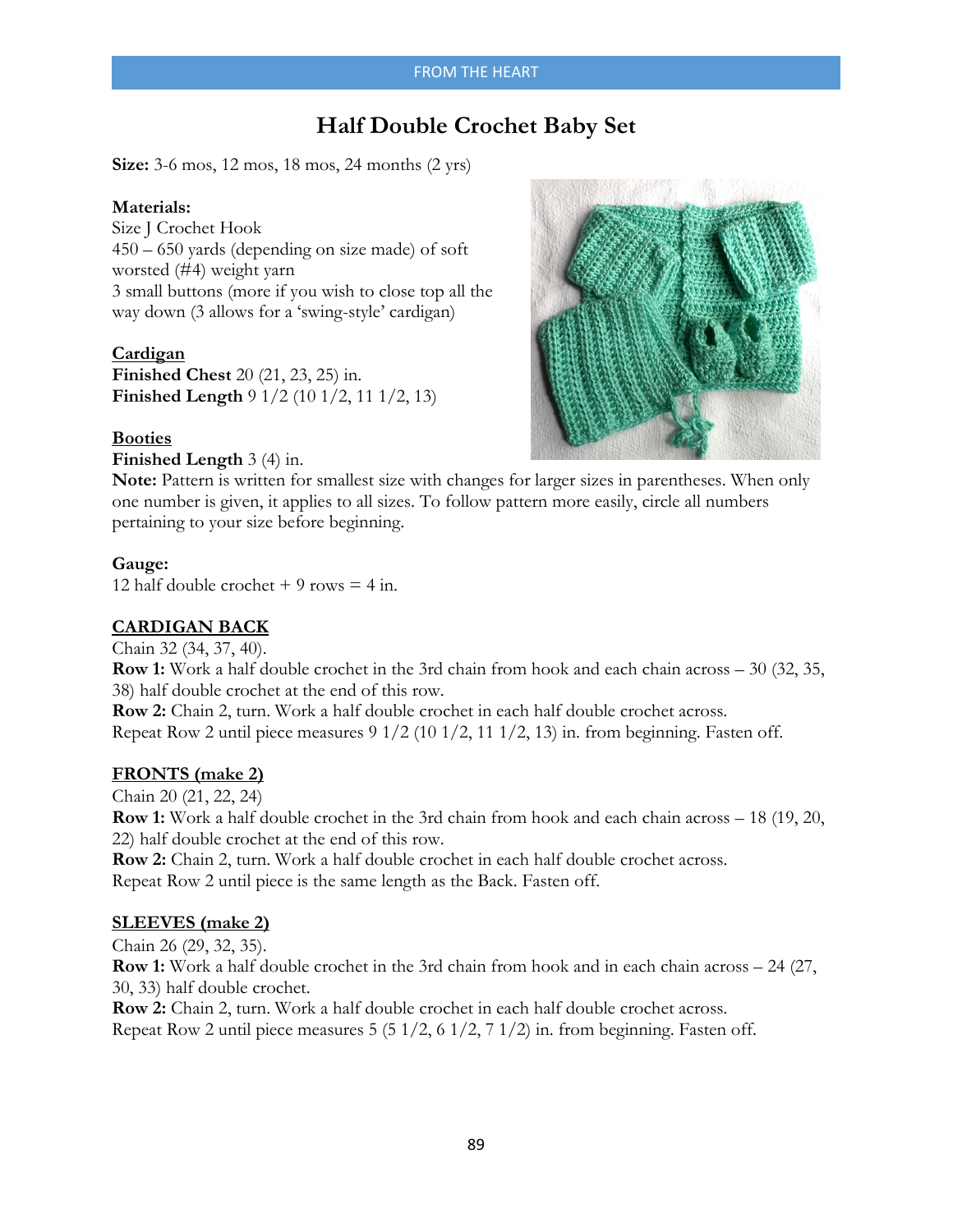# Half Double Crochet Baby Set

**Size:** 3-6 mos, 12 mos, 18 mos, 24 months (2 yrs)

**Materials:**
Size J Crochet Hook
450 – 650 yards (depending on size made) of soft worsted (#4) weight yarn
3 small buttons (more if you wish to close top all the way down (3 allows for a 'swing-style' cardigan)

**Cardigan**
**Finished Chest** 20 (21, 23, 25) in.
**Finished Length** 9 1/2 (10 1/2, 11 1/2, 13)

**Booties**
**Finished Length** 3 (4) in.

**Note:** Pattern is written for smallest size with changes for larger sizes in parentheses. When only one number is given, it applies to all sizes. To follow pattern more easily, circle all numbers pertaining to your size before beginning.

**Gauge:**
12 half double crochet + 9 rows = 4 in.

## CARDIGAN BACK

Chain 32 (34, 37, 40).
**Row 1:** Work a half double crochet in the 3rd chain from hook and each chain across – 30 (32, 35, 38) half double crochet at the end of this row.
**Row 2:** Chain 2, turn. Work a half double crochet in each half double crochet across.
Repeat Row 2 until piece measures 9 1/2 (10 1/2, 11 1/2, 13) in. from beginning. Fasten off.

## FRONTS (make 2)

Chain 20 (21, 22, 24)
**Row 1:** Work a half double crochet in the 3rd chain from hook and each chain across – 18 (19, 20, 22) half double crochet at the end of this row.
**Row 2:** Chain 2, turn. Work a half double crochet in each half double crochet across.
Repeat Row 2 until piece is the same length as the Back. Fasten off.

## SLEEVES (make 2)

Chain 26 (29, 32, 35).
**Row 1:** Work a half double crochet in the 3rd chain from hook and in each chain across – 24 (27, 30, 33) half double crochet.
**Row 2:** Chain 2, turn. Work a half double crochet in each half double crochet across.
Repeat Row 2 until piece measures 5 (5 1/2, 6 1/2, 7 1/2) in. from beginning. Fasten off.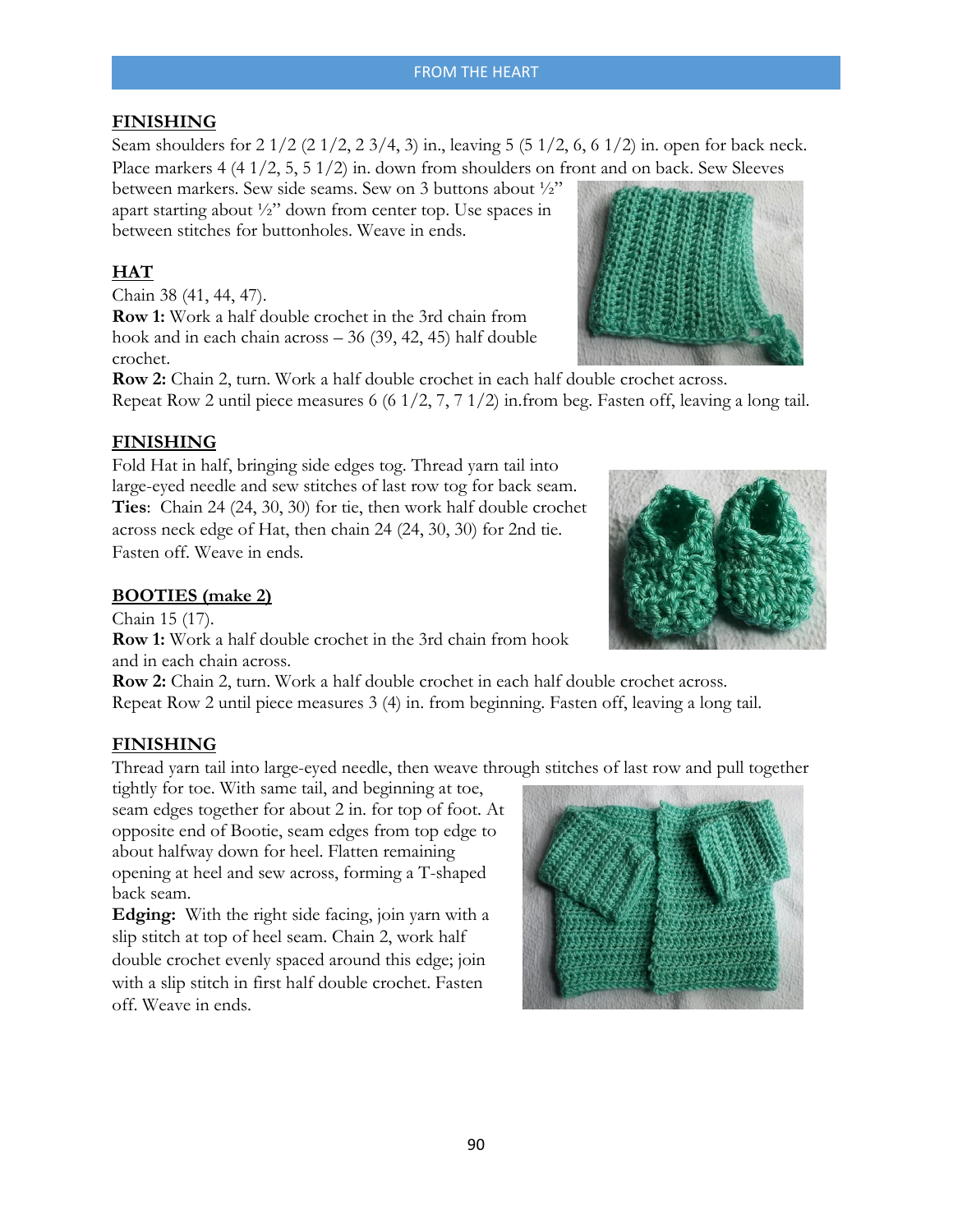## FINISHING

Seam shoulders for 2 1/2 (2 1/2, 2 3/4, 3) in., leaving 5 (5 1/2, 6, 6 1/2) in. open for back neck. Place markers 4 (4 1/2, 5, 5 1/2) in. down from shoulders on front and on back. Sew Sleeves between markers. Sew side seams. Sew on 3 buttons about ½" apart starting about ½" down from center top. Use spaces in between stitches for buttonholes. Weave in ends.

## HAT

Chain 38 (41, 44, 47).

**Row 1:** Work a half double crochet in the 3rd chain from hook and in each chain across – 36 (39, 42, 45) half double crochet.

**Row 2:** Chain 2, turn. Work a half double crochet in each half double crochet across. Repeat Row 2 until piece measures 6 (6 1/2, 7, 7 1/2) in.from beg. Fasten off, leaving a long tail.

## FINISHING

Fold Hat in half, bringing side edges tog. Thread yarn tail into large-eyed needle and sew stitches of last row tog for back seam. **Ties**: Chain 24 (24, 30, 30) for tie, then work half double crochet across neck edge of Hat, then chain 24 (24, 30, 30) for 2nd tie. Fasten off. Weave in ends.

## BOOTIES (make 2)

Chain 15 (17).

**Row 1:** Work a half double crochet in the 3rd chain from hook and in each chain across.

**Row 2:** Chain 2, turn. Work a half double crochet in each half double crochet across. Repeat Row 2 until piece measures 3 (4) in. from beginning. Fasten off, leaving a long tail.

## FINISHING

Thread yarn tail into large-eyed needle, then weave through stitches of last row and pull together tightly for toe. With same tail, and beginning at toe, seam edges together for about 2 in. for top of foot. At opposite end of Bootie, seam edges from top edge to about halfway down for heel. Flatten remaining opening at heel and sew across, forming a T-shaped back seam.

**Edging:** With the right side facing, join yarn with a slip stitch at top of heel seam. Chain 2, work half double crochet evenly spaced around this edge; join with a slip stitch in first half double crochet. Fasten off. Weave in ends.